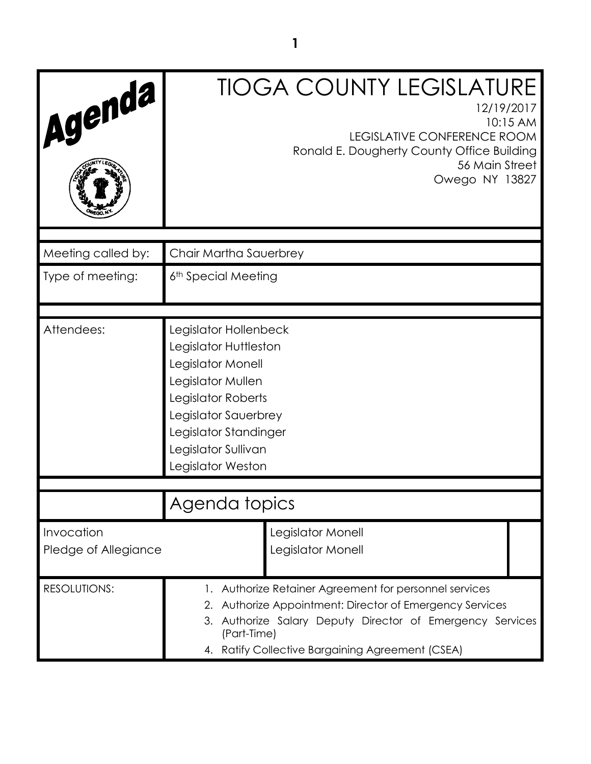# Agenda

# TIOGA COUNTY LEGISLATURE

12/19/2017
10:15 AM
LEGISLATIVE CONFERENCE ROOM
Ronald E. Dougherty County Office Building
56 Main Street
Owego NY 13827

| | |
|---|---|
| Meeting called by: | Chair Martha Sauerbrey |
| Type of meeting: | 6th Special Meeting |
| Attendees: | Legislator Hollenbeck<br>Legislator Huttleston<br>Legislator Monell<br>Legislator Mullen<br>Legislator Roberts<br>Legislator Sauerbrey<br>Legislator Standinger<br>Legislator Sullivan<br>Legislator Weston |

## Agenda topics

| | |
|---|---|
| Invocation | Legislator Monell |
| Pledge of Allegiance | Legislator Monell |

RESOLUTIONS:

1. Authorize Retainer Agreement for personnel services
2. Authorize Appointment: Director of Emergency Services
3. Authorize Salary Deputy Director of Emergency Services (Part-Time)
4. Ratify Collective Bargaining Agreement (CSEA)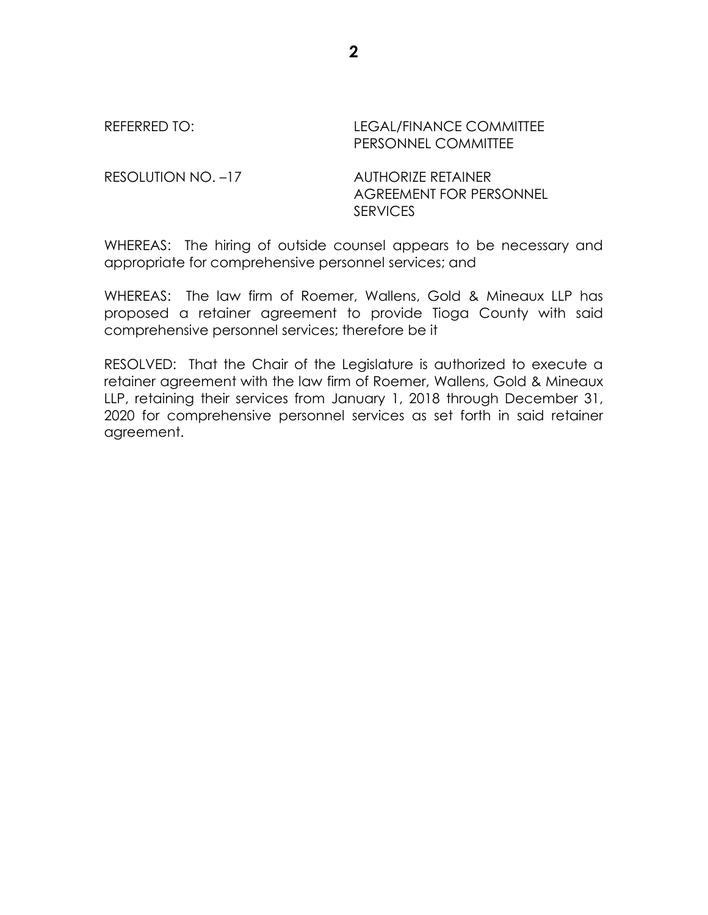REFERRED TO: LEGAL/FINANCE COMMITTEE
PERSONNEL COMMITTEE

RESOLUTION NO. –17 AUTHORIZE RETAINER AGREEMENT FOR PERSONNEL SERVICES

WHEREAS: The hiring of outside counsel appears to be necessary and appropriate for comprehensive personnel services; and

WHEREAS: The law firm of Roemer, Wallens, Gold & Mineaux LLP has proposed a retainer agreement to provide Tioga County with said comprehensive personnel services; therefore be it

RESOLVED: That the Chair of the Legislature is authorized to execute a retainer agreement with the law firm of Roemer, Wallens, Gold & Mineaux LLP, retaining their services from January 1, 2018 through December 31, 2020 for comprehensive personnel services as set forth in said retainer agreement.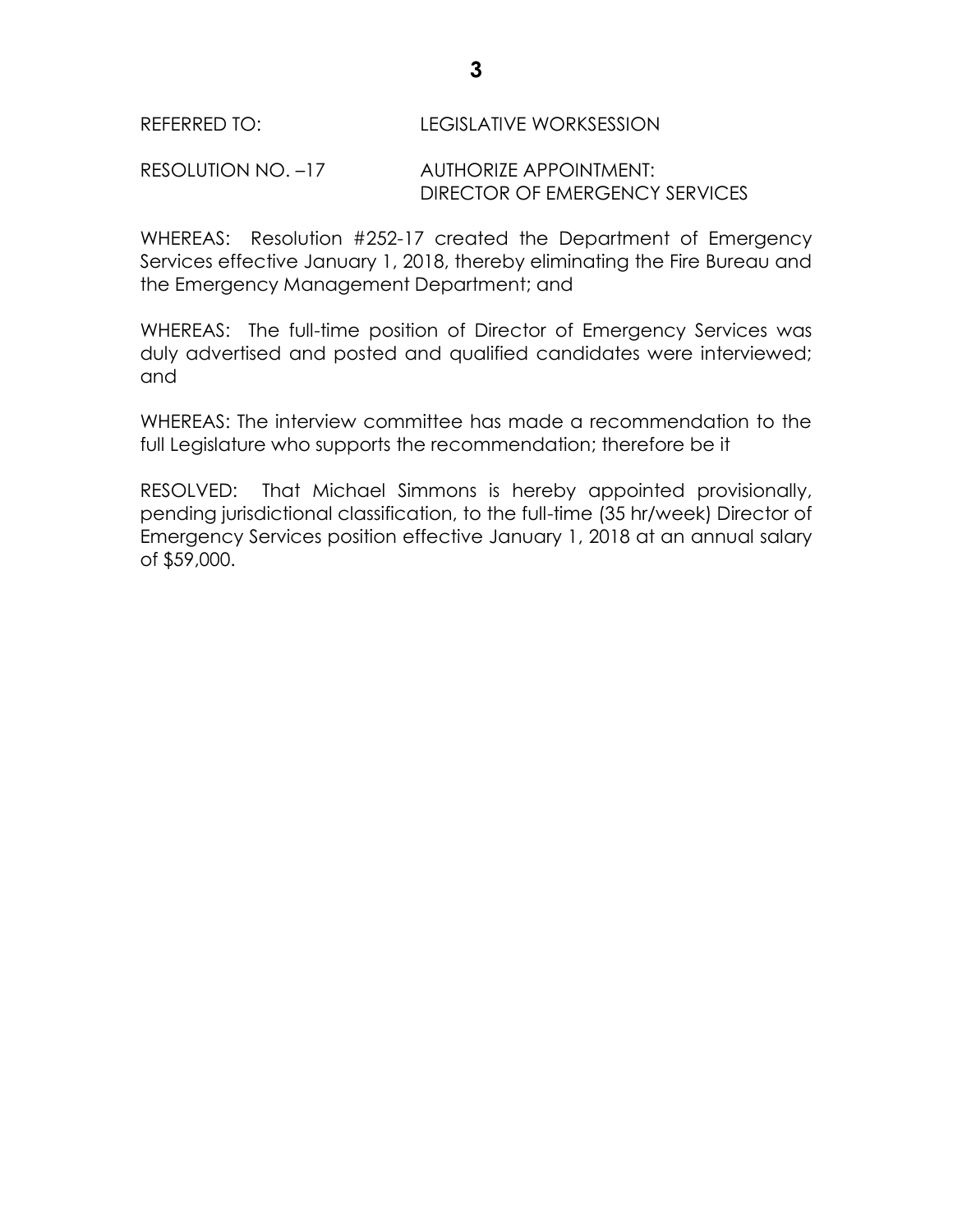REFERRED TO: LEGISLATIVE WORKSESSION

RESOLUTION NO. –17 AUTHORIZE APPOINTMENT: DIRECTOR OF EMERGENCY SERVICES

WHEREAS: Resolution #252-17 created the Department of Emergency Services effective January 1, 2018, thereby eliminating the Fire Bureau and the Emergency Management Department; and

WHEREAS: The full-time position of Director of Emergency Services was duly advertised and posted and qualified candidates were interviewed; and

WHEREAS: The interview committee has made a recommendation to the full Legislature who supports the recommendation; therefore be it

RESOLVED: That Michael Simmons is hereby appointed provisionally, pending jurisdictional classification, to the full-time (35 hr/week) Director of Emergency Services position effective January 1, 2018 at an annual salary of $59,000.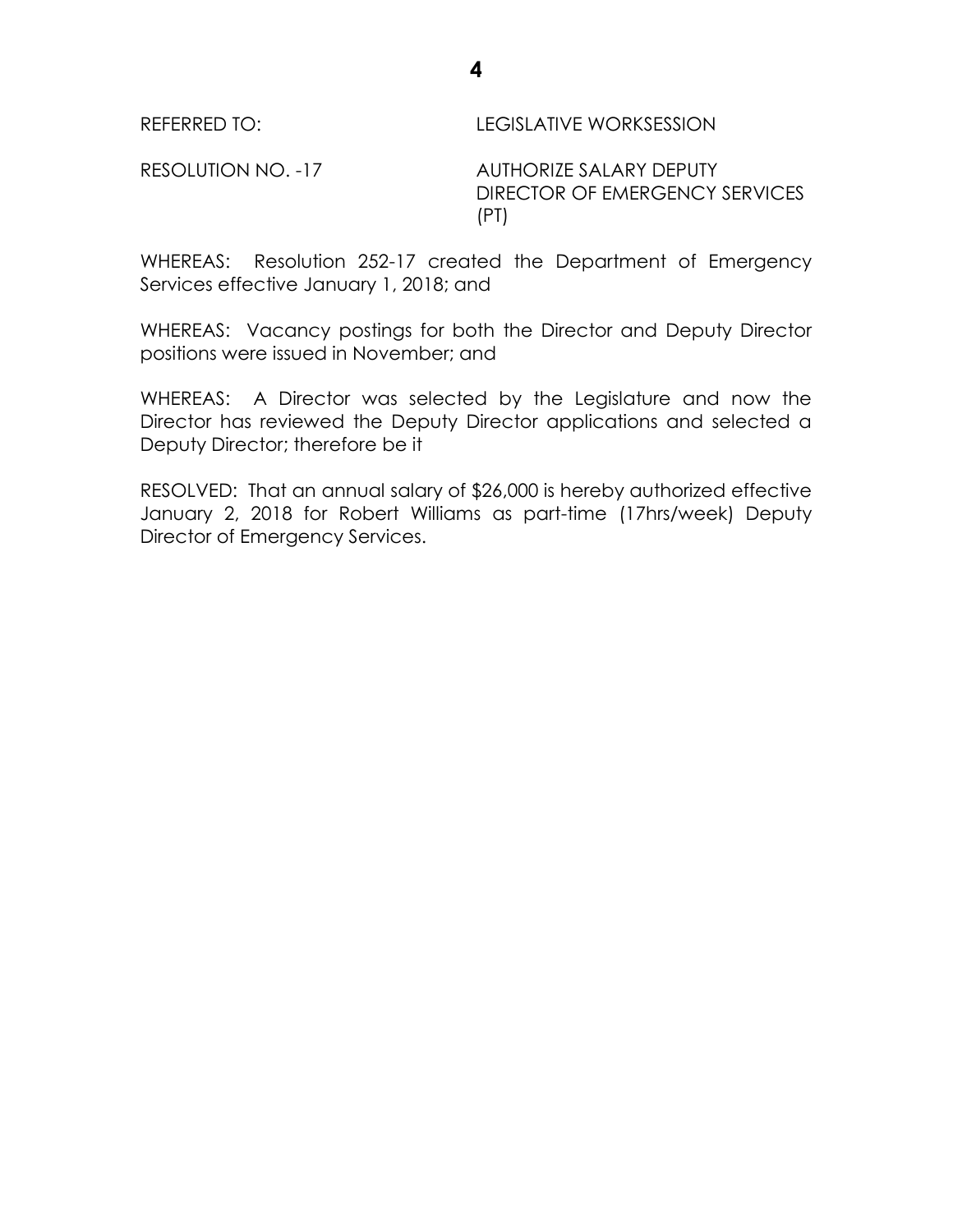REFERRED TO: LEGISLATIVE WORKSESSION

RESOLUTION NO. -17 AUTHORIZE SALARY DEPUTY DIRECTOR OF EMERGENCY SERVICES (PT)

WHEREAS: Resolution 252-17 created the Department of Emergency Services effective January 1, 2018; and

WHEREAS: Vacancy postings for both the Director and Deputy Director positions were issued in November; and

WHEREAS: A Director was selected by the Legislature and now the Director has reviewed the Deputy Director applications and selected a Deputy Director; therefore be it

RESOLVED: That an annual salary of $26,000 is hereby authorized effective January 2, 2018 for Robert Williams as part-time (17hrs/week) Deputy Director of Emergency Services.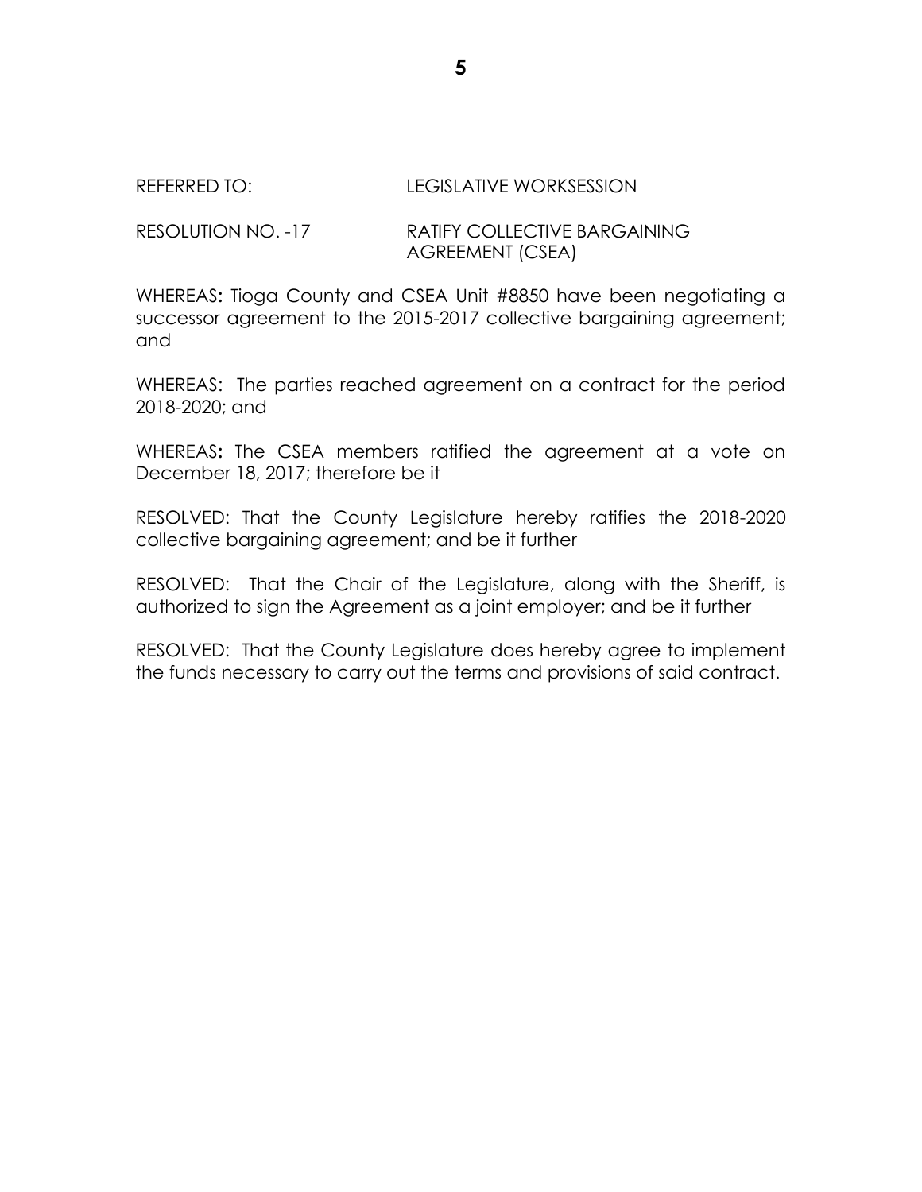REFERRED TO: LEGISLATIVE WORKSESSION

RESOLUTION NO. -17 RATIFY COLLECTIVE BARGAINING AGREEMENT (CSEA)

WHEREAS**:** Tioga County and CSEA Unit #8850 have been negotiating a successor agreement to the 2015-2017 collective bargaining agreement; and

WHEREAS: The parties reached agreement on a contract for the period 2018-2020; and

WHEREAS**:** The CSEA members ratified the agreement at a vote on December 18, 2017; therefore be it

RESOLVED: That the County Legislature hereby ratifies the 2018-2020 collective bargaining agreement; and be it further

RESOLVED: That the Chair of the Legislature, along with the Sheriff, is authorized to sign the Agreement as a joint employer; and be it further

RESOLVED: That the County Legislature does hereby agree to implement the funds necessary to carry out the terms and provisions of said contract.